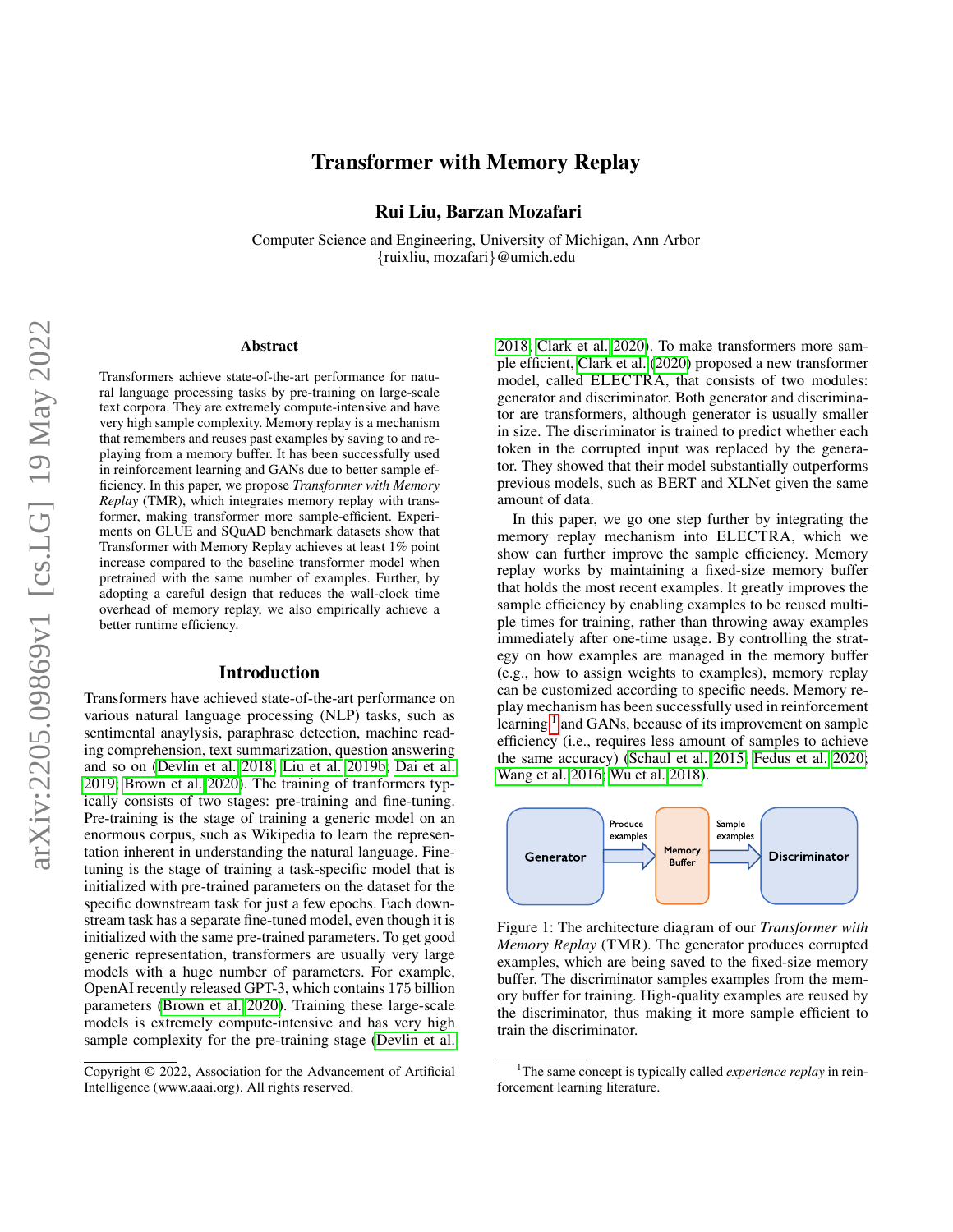# Transformer with Memory Replay

**Rui Liu, Barzan Mozafari**

Computer Science and Engineering, University of Michigan, Ann Arbor
{ruixliu, mozafari}@umich.edu

## Abstract

Transformers achieve state-of-the-art performance for natural language processing tasks by pre-training on large-scale text corpora. They are extremely compute-intensive and have very high sample complexity. Memory replay is a mechanism that remembers and reuses past examples by saving to and replaying from a memory buffer. It has been successfully used in reinforcement learning and GANs due to better sample efficiency. In this paper, we propose *Transformer with Memory Replay* (TMR), which integrates memory replay with transformer, making transformer more sample-efficient. Experiments on GLUE and SQuAD benchmark datasets show that Transformer with Memory Replay achieves at least 1% point increase compared to the baseline transformer model when pretrained with the same number of examples. Further, by adopting a careful design that reduces the wall-clock time overhead of memory replay, we also empirically achieve a better runtime efficiency.

## Introduction

Transformers have achieved state-of-the-art performance on various natural language processing (NLP) tasks, such as sentimental anaylysis, paraphrase detection, machine reading comprehension, text summarization, question answering and so on (Devlin et al. 2018; Liu et al. 2019b; Dai et al. 2019; Brown et al. 2020). The training of tranformers typically consists of two stages: pre-training and fine-tuning. Pre-training is the stage of training a generic model on an enormous corpus, such as Wikipedia to learn the representation inherent in understanding the natural language. Finetuning is the stage of training a task-specific model that is initialized with pre-trained parameters on the dataset for the specific downstream task for just a few epochs. Each downstream task has a separate fine-tuned model, even though it is initialized with the same pre-trained parameters. To get good generic representation, transformers are usually very large models with a huge number of parameters. For example, OpenAI recently released GPT-3, which contains 175 billion parameters (Brown et al. 2020). Training these large-scale models is extremely compute-intensive and has very high sample complexity for the pre-training stage (Devlin et al. 2018; Clark et al. 2020). To make transformers more sample efficient, Clark et al. (2020) proposed a new transformer model, called ELECTRA, that consists of two modules: generator and discriminator. Both generator and discriminator are transformers, although generator is usually smaller in size. The discriminator is trained to predict whether each token in the corrupted input was replaced by the generator. They showed that their model substantially outperforms previous models, such as BERT and XLNet given the same amount of data.

In this paper, we go one step further by integrating the memory replay mechanism into ELECTRA, which we show can further improve the sample efficiency. Memory replay works by maintaining a fixed-size memory buffer that holds the most recent examples. It greatly improves the sample efficiency by enabling examples to be reused multiple times for training, rather than throwing away examples immediately after one-time usage. By controlling the strategy on how examples are managed in the memory buffer (e.g., how to assign weights to examples), memory replay can be customized according to specific needs. Memory replay mechanism has been successfully used in reinforcement learning[1] and GANs, because of its improvement on sample efficiency (i.e., requires less amount of samples to achieve the same accuracy) (Schaul et al. 2015; Fedus et al. 2020; Wang et al. 2016; Wu et al. 2018).

Generator → Produce examples → Memory Buffer → Sample examples → Discriminator

Figure 1: The architecture diagram of our *Transformer with Memory Replay* (TMR). The generator produces corrupted examples, which are being saved to the fixed-size memory buffer. The discriminator samples examples from the memory buffer for training. High-quality examples are reused by the discriminator, thus making it more sample efficient to train the discriminator.

[1] The same concept is typically called *experience replay* in reinforcement learning literature.

Copyright © 2022, Association for the Advancement of Artificial Intelligence (www.aaai.org). All rights reserved.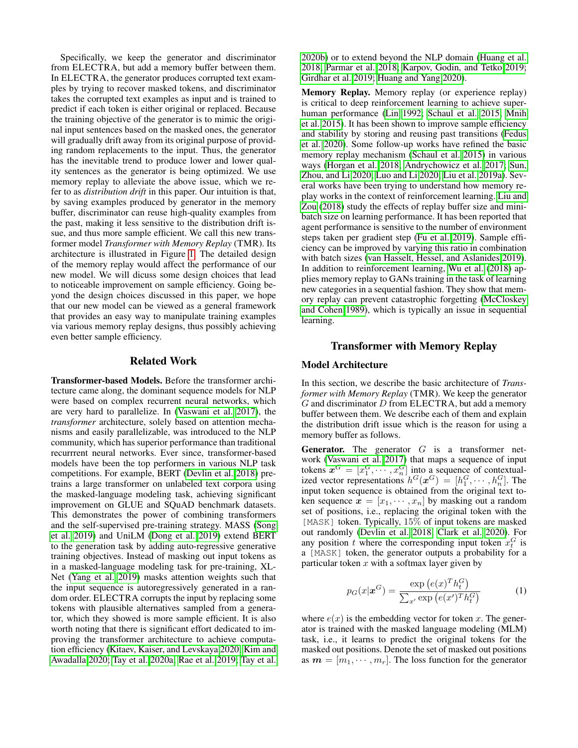Specifically, we keep the generator and discriminator from ELECTRA, but add a memory buffer between them. In ELECTRA, the generator produces corrupted text examples by trying to recover masked tokens, and discriminator takes the corrupted text examples as input and is trained to predict if each token is either original or replaced. Because the training objective of the generator is to mimic the original input sentences based on the masked ones, the generator will gradually drift away from its original purpose of providing random replacements to the input. Thus, the generator has the inevitable trend to produce lower and lower quality sentences as the generator is being optimized. We use memory replay to alleviate the above issue, which we refer to as *distribution drift* in this paper. Our intuition is that, by saving examples produced by generator in the memory buffer, discriminator can reuse high-quality examples from the past, making it less sensitive to the distribution drift issue, and thus more sample efficient. We call this new transformer model *Transformer with Memory Replay* (TMR). Its architecture is illustrated in Figure 1. The detailed design of the memory replay would affect the performance of our new model. We will dicuss some design choices that lead to noticeable improvement on sample efficiency. Going beyond the design choices discussed in this paper, we hope that our new model can be viewed as a general framework that provides an easy way to manipulate training examples via various memory replay designs, thus possibly achieving even better sample efficiency.

## Related Work

**Transformer-based Models.** Before the transformer architecture came along, the dominant sequence models for NLP were based on complex recurrent neural networks, which are very hard to parallelize. In (Vaswani et al. 2017), the *transformer* architecture, solely based on attention mechanisms and easily parallelizable, was introduced to the NLP community, which has superior performance than traditional recurrrent neural networks. Ever since, transformer-based models have been the top performers in various NLP task competitions. For example, BERT (Devlin et al. 2018) pretrains a large transformer on unlabeled text corpora using the masked-language modeling task, achieving significant improvement on GLUE and SQuAD benchmark datasets. This demonstrates the power of combining transformers and the self-supervised pre-training strategy. MASS (Song et al. 2019) and UniLM (Dong et al. 2019) extend BERT to the generation task by adding auto-regressive generative training objectives. Instead of masking out input tokens as in a masked-language modeling task for pre-training, XLNet (Yang et al. 2019) masks attention weights such that the input sequence is autoregressively generated in a random order. ELECTRA corrupts the input by replacing some tokens with plausible alternatives sampled from a generator, which they showed is more sample efficient. It is also worth noting that there is significant effort dedicated to improving the transformer architecture to achieve computation efficiency (Kitaev, Kaiser, and Levskaya 2020; Kim and Awadalla 2020; Tay et al. 2020a; Rae et al. 2019; Tay et al. 2020b) or to extend beyond the NLP domain (Huang et al. 2018; Parmar et al. 2018; Karpov, Godin, and Tetko 2019; Girdhar et al. 2019; Huang and Yang 2020).

**Memory Replay.** Memory replay (or experience replay) is critical to deep reinforcement learning to achieve superhuman performance (Lin 1992; Schaul et al. 2015; Mnih et al. 2015). It has been shown to improve sample efficiency and stability by storing and reusing past transitions (Fedus et al. 2020). Some follow-up works have refined the basic memory replay mechanism (Schaul et al. 2015) in various ways (Horgan et al. 2018; Andrychowicz et al. 2017; Sun, Zhou, and Li 2020; Luo and Li 2020; Liu et al. 2019a). Several works have been trying to understand how memory replay works in the context of reinforcement learning. Liu and Zou (2018) study the effects of replay buffer size and minibatch size on learning performance. It has been reported that agent performance is sensitive to the number of environment steps taken per gradient step (Fu et al. 2019). Sample efficiency can be improved by varying this ratio in combination with batch sizes (van Hasselt, Hessel, and Aslanides 2019). In addition to reinforcement learning, Wu et al. (2018) applies memory replay to GANs training in the task of learning new categories in a sequential fashion. They show that memory replay can prevent catastrophic forgetting (McCloskey and Cohen 1989), which is typically an issue in sequential learning.

## Transformer with Memory Replay

### Model Architecture

In this section, we describe the basic architecture of *Transformer with Memory Replay* (TMR). We keep the generator $G$ and discriminator $D$ from ELECTRA, but add a memory buffer between them. We describe each of them and explain the distribution drift issue which is the reason for using a memory buffer as follows.

**Generator.** The generator $G$ is a transformer network (Vaswani et al. 2017) that maps a sequence of input tokens $\boldsymbol{x}^G = [x_1^G, \cdots, x_n^G]$ into a sequence of contextualized vector representations $h^G(\boldsymbol{x}^G) = [h_1^G, \cdots, h_n^G]$. The input token sequence is obtained from the original text token sequence $\boldsymbol{x} = [x_1, \cdots, x_n]$ by masking out a random set of positions, i.e., replacing the original token with the `[MASK]` token. Typically, 15% of input tokens are masked out randomly (Devlin et al. 2018; Clark et al. 2020). For any position $t$ where the corresponding input token $x_t^G$ is a `[MASK]` token, the generator outputs a probability for a particular token $x$ with a softmax layer given by

$$p_G(x|\boldsymbol{x}^G) = \frac{\exp\left(e(x)^T h_t^G\right)}{\sum_{x'} \exp\left(e(x')^T h_t^G\right)} \tag{1}$$

where $e(x)$ is the embedding vector for token $x$. The generator is trained with the masked language modeling (MLM) task, i.e., it learns to predict the original tokens for the masked out positions. Denote the set of masked out positions as $\boldsymbol{m} = [m_1, \cdots, m_r]$. The loss function for the generator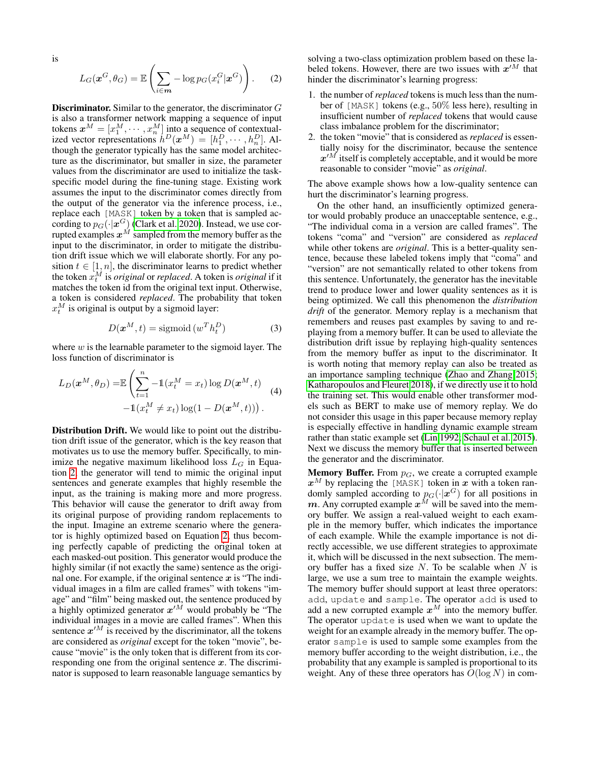is

$$L_G(\boldsymbol{x}^G, \theta_G) = \mathbb{E}\left(\sum_{i \in \boldsymbol{m}} -\log p_G(x_i^G | \boldsymbol{x}^G)\right). \quad (2)$$

**Discriminator.** Similar to the generator, the discriminator $G$ is also a transformer network mapping a sequence of input tokens $\boldsymbol{x}^M = [x_1^M, \cdots, x_n^M]$ into a sequence of contextualized vector representations $h^D(\boldsymbol{x}^M) = [h_1^D, \cdots, h_n^D]$. Although the generator typically has the same model architecture as the discriminator, but smaller in size, the parameter values from the discriminator are used to initialize the task-specific model during the fine-tuning stage. Existing work assumes the input to the discriminator comes directly from the output of the generator via the inference process, i.e., replace each `[MASK]` token by a token that is sampled according to $p_G(\cdot|\boldsymbol{x}^G)$ (Clark et al. 2020). Instead, we use corrupted examples $\boldsymbol{x}^M$ sampled from the memory buffer as the input to the discriminator, in order to mitigate the distribution drift issue which we will elaborate shortly. For any position $t \in [1, n]$, the discriminator learns to predict whether the token $x_t^M$ is *original* or *replaced*. A token is *original* if it matches the token id from the original text input. Otherwise, a token is considered *replaced*. The probability that token $x_t^M$ is original is output by a sigmoid layer:

$$D(\boldsymbol{x}^M, t) = \text{sigmoid}\left(w^T h_t^D\right) \quad (3)$$

where $w$ is the learnable parameter to the sigmoid layer. The loss function of discriminator is

$$\begin{aligned} L_D(\boldsymbol{x}^M, \theta_D) = &\mathbb{E}\left(\sum_{t=1}^{n} -\mathbb{1}(x_t^M = x_t)\log D(\boldsymbol{x}^M, t)\right. \\ &\left. -\mathbb{1}(x_t^M \neq x_t)\log(1 - D(\boldsymbol{x}^M, t))\right). \end{aligned} \quad (4)$$

**Distribution Drift.** We would like to point out the distribution drift issue of the generator, which is the key reason that motivates us to use the memory buffer. Specifically, to minimize the negative maximum likelihood loss $L_G$ in Equation 2, the generator will tend to mimic the original input sentences and generate examples that highly resemble the input, as the training is making more and more progress. This behavior will cause the generator to drift away from its original purpose of providing random replacements to the input. Imagine an extreme scenario where the generator is highly optimized based on Equation 2, thus becoming perfectly capable of predicting the original token at each masked-out position. This generator would produce the highly similar (if not exactly the same) sentence as the original one. For example, if the original sentence $\boldsymbol{x}$ is "The individual images in a film are called frames" with tokens "image" and "film" being masked out, the sentence produced by a highly optimized generator $\boldsymbol{x}'^M$ would probably be "The individual images in a movie are called frames". When this sentence $\boldsymbol{x}'^M$ is received by the discriminator, all the tokens are considered as *original* except for the token "movie", because "movie" is the only token that is different from its corresponding one from the original sentence $\boldsymbol{x}$. The discriminator is supposed to learn reasonable language semantics by solving a two-class optimization problem based on these labeled tokens. However, there are two issues with $\boldsymbol{x}'^M$ that hinder the discriminator's learning progress:

1. the number of *replaced* tokens is much less than the number of `[MASK]` tokens (e.g., 50% less here), resulting in insufficient number of *replaced* tokens that would cause class imbalance problem for the discriminator;
2. the token "movie" that is considered as *replaced* is essentially noisy for the discriminator, because the sentence $\boldsymbol{x}'^M$ itself is completely acceptable, and it would be more reasonable to consider "movie" as *original*.

The above example shows how a low-quality sentence can hurt the discriminator's learning progress.

On the other hand, an insufficiently optimized generator would probably produce an unacceptable sentence, e.g., "The individual coma in a version are called frames". The tokens "coma" and "version" are considered as *replaced* while other tokens are *original*. This is a better-quality sentence, because these labeled tokens imply that "coma" and "version" are not semantically related to other tokens from this sentence. Unfortunately, the generator has the inevitable trend to produce lower and lower quality sentences as it is being optimized. We call this phenomenon the *distribution drift* of the generator. Memory replay is a mechanism that remembers and reuses past examples by saving to and replaying from a memory buffer. It can be used to alleviate the distribution drift issue by replaying high-quality sentences from the memory buffer as input to the discriminator. It is worth noting that memory replay can also be treated as an importance sampling technique (Zhao and Zhang 2015; Katharopoulos and Fleuret 2018), if we directly use it to hold the training set. This would enable other transformer models such as BERT to make use of memory replay. We do not consider this usage in this paper because memory replay is especially effective in handling dynamic example stream rather than static example set (Lin 1992; Schaul et al. 2015). Next we discuss the memory buffer that is inserted between the generator and the discriminator.

**Memory Buffer.** From $p_G$, we create a corrupted example $\boldsymbol{x}^M$ by replacing the `[MASK]` token in $\boldsymbol{x}$ with a token randomly sampled according to $p_G(\cdot|\boldsymbol{x}^G)$ for all positions in $\boldsymbol{m}$. Any corrupted example $\boldsymbol{x}^M$ will be saved into the memory buffer. We assign a real-valued weight to each example in the memory buffer, which indicates the importance of each example. While the example importance is not directly accessible, we use different strategies to approximate it, which will be discussed in the next subsection. The memory buffer has a fixed size $N$. To be scalable when $N$ is large, we use a sum tree to maintain the example weights. The memory buffer should support at least three operators: `add`, `update` and `sample`. The operator `add` is used to add a new corrupted example $\boldsymbol{x}^M$ into the memory buffer. The operator `update` is used when we want to update the weight for an example already in the memory buffer. The operator `sample` is used to sample some examples from the memory buffer according to the weight distribution, i.e., the probability that any example is sampled is proportional to its weight. Any of these three operators has $O(\log N)$ in com-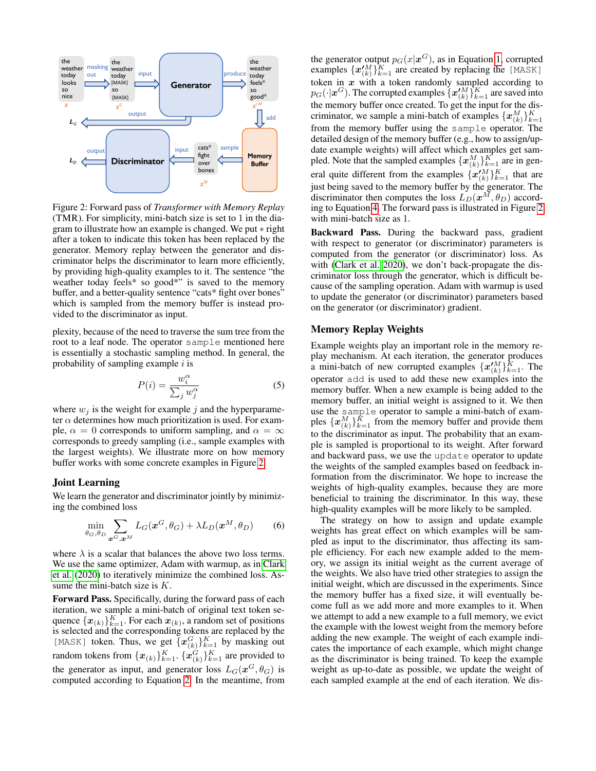Figure 2: Forward pass of *Transformer with Memory Replay* (TMR). For simplicity, mini-batch size is set to 1 in the diagram to illustrate how an example is changed. We put $*$ right after a token to indicate this token has been replaced by the generator. Memory replay between the generator and discriminator helps the discriminator to learn more efficiently, by providing high-quality examples to it. The sentence "the weather today feels* so good*" is saved to the memory buffer, and a better-quality sentence "cats* fight over bones" which is sampled from the memory buffer is instead provided to the discriminator as input.

plexity, because of the need to traverse the sum tree from the root to a leaf node. The operator `sample` mentioned here is essentially a stochastic sampling method. In general, the probability of sampling example $i$ is

$$P(i) = \frac{w_i^\alpha}{\sum_j w_j^\alpha} \tag{5}$$

where $w_j$ is the weight for example $j$ and the hyperparameter $\alpha$ determines how much prioritization is used. For example, $\alpha = 0$ corresponds to uniform sampling, and $\alpha = \infty$ corresponds to greedy sampling (i.e., sample examples with the largest weights). We illustrate more on how memory buffer works with some concrete examples in Figure 2.

## Joint Learning

We learn the generator and discriminator jointly by minimizing the combined loss

$$\min_{\theta_G, \theta_D} \sum_{\boldsymbol{x}^G, \boldsymbol{x}^M} L_G(\boldsymbol{x}^G, \theta_G) + \lambda L_D(\boldsymbol{x}^M, \theta_D) \tag{6}$$

where $\lambda$ is a scalar that balances the above two loss terms. We use the same optimizer, Adam with warmup, as in Clark et al. (2020) to iteratively minimize the combined loss. Assume the mini-batch size is $K$.

**Forward Pass.** Specifically, during the forward pass of each iteration, we sample a mini-batch of original text token sequence $\{\boldsymbol{x}_{(k)}\}_{k=1}^K$. For each $\boldsymbol{x}_{(k)}$, a random set of positions is selected and the corresponding tokens are replaced by the `[MASK]` token. Thus, we get $\{\boldsymbol{x}_{(k)}^G\}_{k=1}^K$ by masking out random tokens from $\{\boldsymbol{x}_{(k)}\}_{k=1}^K$. $\{\boldsymbol{x}_{(k)}^G\}_{k=1}^K$ are provided to the generator as input, and generator loss $L_G(\boldsymbol{x}^G, \theta_G)$ is computed according to Equation 2. In the meantime, from the generator output $p_G(x|\boldsymbol{x}^G)$, as in Equation 1, corrupted examples $\{\boldsymbol{x}'^M_{(k)}\}_{k=1}^K$ are created by replacing the `[MASK]` token in $\boldsymbol{x}$ with a token randomly sampled according to $p_G(\cdot|\boldsymbol{x}^G)$. The corrupted examples $\{\boldsymbol{x}'^M_{(k)}\}_{k=1}^K$ are saved into the memory buffer once created. To get the input for the discriminator, we sample a mini-batch of examples $\{\boldsymbol{x}_{(k)}^M\}_{k=1}^K$ from the memory buffer using the `sample` operator. The detailed design of the memory buffer (e.g., how to assign/update example weights) will affect which examples get sampled. Note that the sampled examples $\{\boldsymbol{x}_{(k)}^M\}_{k=1}^K$ are in general quite different from the examples $\{\boldsymbol{x}'^M_{(k)}\}_{k=1}^K$ that are just being saved to the memory buffer by the generator. The discriminator then computes the loss $L_D(\boldsymbol{x}^M, \theta_D)$ according to Equation 4. The forward pass is illustrated in Figure 2 with mini-batch size as 1.

**Backward Pass.** During the backward pass, gradient with respect to generator (or discriminator) parameters is computed from the generator (or discriminator) loss. As with (Clark et al. 2020), we don't back-propagate the discriminator loss through the generator, which is difficult because of the sampling operation. Adam with warmup is used to update the generator (or discriminator) parameters based on the generator (or discriminator) gradient.

## Memory Replay Weights

Example weights play an important role in the memory replay mechanism. At each iteration, the generator produces a mini-batch of new corrupted examples $\{\boldsymbol{x}'^M_{(k)}\}_{k=1}^K$. The operator `add` is used to add these new examples into the memory buffer. When a new example is being added to the memory buffer, an initial weight is assigned to it. We then use the `sample` operator to sample a mini-batch of examples $\{\boldsymbol{x}_{(k)}^M\}_{k=1}^K$ from the memory buffer and provide them to the discriminator as input. The probability that an example is sampled is proportional to its weight. After forward and backward pass, we use the `update` operator to update the weights of the sampled examples based on feedback information from the discriminator. We hope to increase the weights of high-quality examples, because they are more beneficial to training the discriminator. In this way, these high-quality examples will be more likely to be sampled.

The strategy on how to assign and update example weights has great effect on which examples will be sampled as input to the discriminator, thus affecting its sample efficiency. For each new example added to the memory, we assign its initial weight as the current average of the weights. We also have tried other strategies to assign the initial weight, which are discussed in the experiments. Since the memory buffer has a fixed size, it will eventually become full as we add more and more examples to it. When we attempt to add a new example to a full memory, we evict the example with the lowest weight from the memory before adding the new example. The weight of each example indicates the importance of each example, which might change as the discriminator is being trained. To keep the example weight as up-to-date as possible, we update the weight of each sampled example at the end of each iteration. We dis-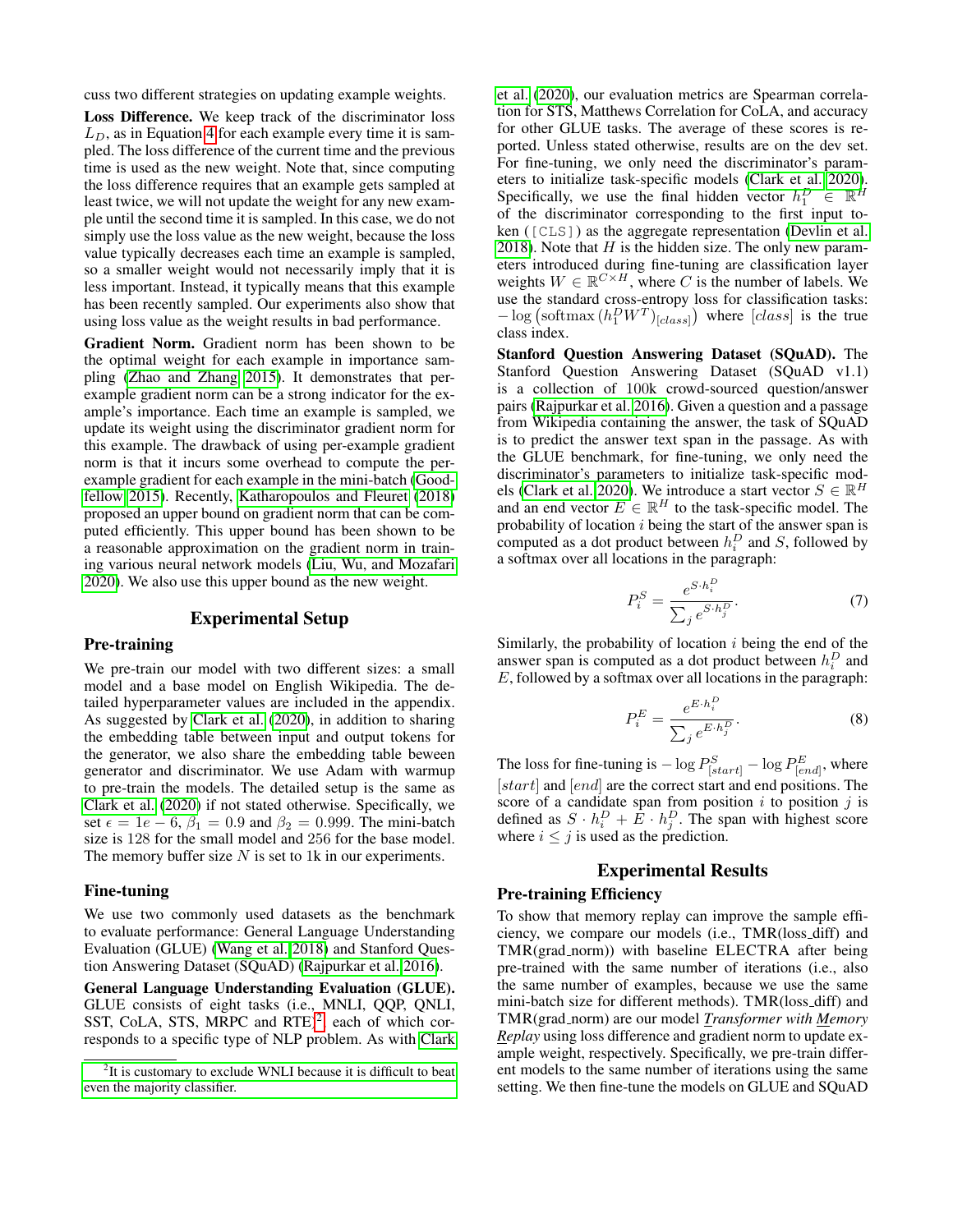cuss two different strategies on updating example weights.

**Loss Difference.** We keep track of the discriminator loss $L_D$, as in Equation 4 for each example every time it is sampled. The loss difference of the current time and the previous time is used as the new weight. Note that, since computing the loss difference requires that an example gets sampled at least twice, we will not update the weight for any new example until the second time it is sampled. In this case, we do not simply use the loss value as the new weight, because the loss value typically decreases each time an example is sampled, so a smaller weight would not necessarily imply that it is less important. Instead, it typically means that this example has been recently sampled. Our experiments also show that using loss value as the weight results in bad performance.

**Gradient Norm.** Gradient norm has been shown to be the optimal weight for each example in importance sampling (Zhao and Zhang 2015). It demonstrates that per-example gradient norm can be a strong indicator for the example's importance. Each time an example is sampled, we update its weight using the discriminator gradient norm for this example. The drawback of using per-example gradient norm is that it incurs some overhead to compute the per-example gradient for each example in the mini-batch (Goodfellow 2015). Recently, Katharopoulos and Fleuret (2018) proposed an upper bound on gradient norm that can be computed efficiently. This upper bound has been shown to be a reasonable approximation on the gradient norm in training various neural network models (Liu, Wu, and Mozafari 2020). We also use this upper bound as the new weight.

# Experimental Setup

## Pre-training

We pre-train our model with two different sizes: a small model and a base model on English Wikipedia. The detailed hyperparameter values are included in the appendix. As suggested by Clark et al. (2020), in addition to sharing the embedding table between input and output tokens for the generator, we also share the embedding table beween generator and discriminator. We use Adam with warmup to pre-train the models. The detailed setup is the same as Clark et al. (2020) if not stated otherwise. Specifically, we set $\epsilon = 1e-6$, $\beta_1 = 0.9$ and $\beta_2 = 0.999$. The mini-batch size is 128 for the small model and 256 for the base model. The memory buffer size $N$ is set to 1k in our experiments.

## Fine-tuning

We use two commonly used datasets as the benchmark to evaluate performance: General Language Understanding Evaluation (GLUE) (Wang et al. 2018) and Stanford Question Answering Dataset (SQuAD) (Rajpurkar et al. 2016).

**General Language Understanding Evaluation (GLUE).** GLUE consists of eight tasks (i.e., MNLI, QQP, QNLI, SST, CoLA, STS, MRPC and RTE)[2], each of which corresponds to a specific type of NLP problem. As with Clark et al. (2020), our evaluation metrics are Spearman correlation for STS, Matthews Correlation for CoLA, and accuracy for other GLUE tasks. The average of these scores is reported. Unless stated otherwise, results are on the dev set. For fine-tuning, we only need the discriminator's parameters to initialize task-specific models (Clark et al. 2020). Specifically, we use the final hidden vector $h_1^D \in \mathbb{R}^H$ of the discriminator corresponding to the first input token ([CLS]) as the aggregate representation (Devlin et al. 2018). Note that $H$ is the hidden size. The only new parameters introduced during fine-tuning are classification layer weights $W \in \mathbb{R}^{C \times H}$, where $C$ is the number of labels. We use the standard cross-entropy loss for classification tasks: $-\log\left(\text{softmax}\left(h_1^D W^T\right)_{[class]}\right)$ where $[class]$ is the true class index.

**Stanford Question Answering Dataset (SQuAD).** The Stanford Question Answering Dataset (SQuAD v1.1) is a collection of 100k crowd-sourced question/answer pairs (Rajpurkar et al. 2016). Given a question and a passage from Wikipedia containing the answer, the task of SQuAD is to predict the answer text span in the passage. As with the GLUE benchmark, for fine-tuning, we only need the discriminator's parameters to initialize task-specific models (Clark et al. 2020). We introduce a start vector $S \in \mathbb{R}^H$ and an end vector $E \in \mathbb{R}^H$ to the task-specific model. The probability of location $i$ being the start of the answer span is computed as a dot product between $h_i^D$ and $S$, followed by a softmax over all locations in the paragraph:

$$P_i^S = \frac{e^{S \cdot h_i^D}}{\sum_j e^{S \cdot h_j^D}}. \tag{7}$$

Similarly, the probability of location $i$ being the end of the answer span is computed as a dot product between $h_i^D$ and $E$, followed by a softmax over all locations in the paragraph:

$$P_i^E = \frac{e^{E \cdot h_i^D}}{\sum_j e^{E \cdot h_j^D}}. \tag{8}$$

The loss for fine-tuning is $-\log P_{[start]}^S - \log P_{[end]}^E$, where $[start]$ and $[end]$ are the correct start and end positions. The score of a candidate span from position $i$ to position $j$ is defined as $S \cdot h_i^D + E \cdot h_j^D$. The span with highest score where $i \leq j$ is used as the prediction.

# Experimental Results

## Pre-training Efficiency

To show that memory replay can improve the sample efficiency, we compare our models (i.e., TMR(loss_diff) and TMR(grad_norm)) with baseline ELECTRA after being pre-trained with the same number of iterations (i.e., also the same number of examples, because we use the same mini-batch size for different methods). TMR(loss_diff) and TMR(grad_norm) are our model ***T**ransformer with **M**emory **R**eplay* using loss difference and gradient norm to update example weight, respectively. Specifically, we pre-train different models to the same number of iterations using the same setting. We then fine-tune the models on GLUE and SQuAD

[2] It is customary to exclude WNLI because it is difficult to beat even the majority classifier.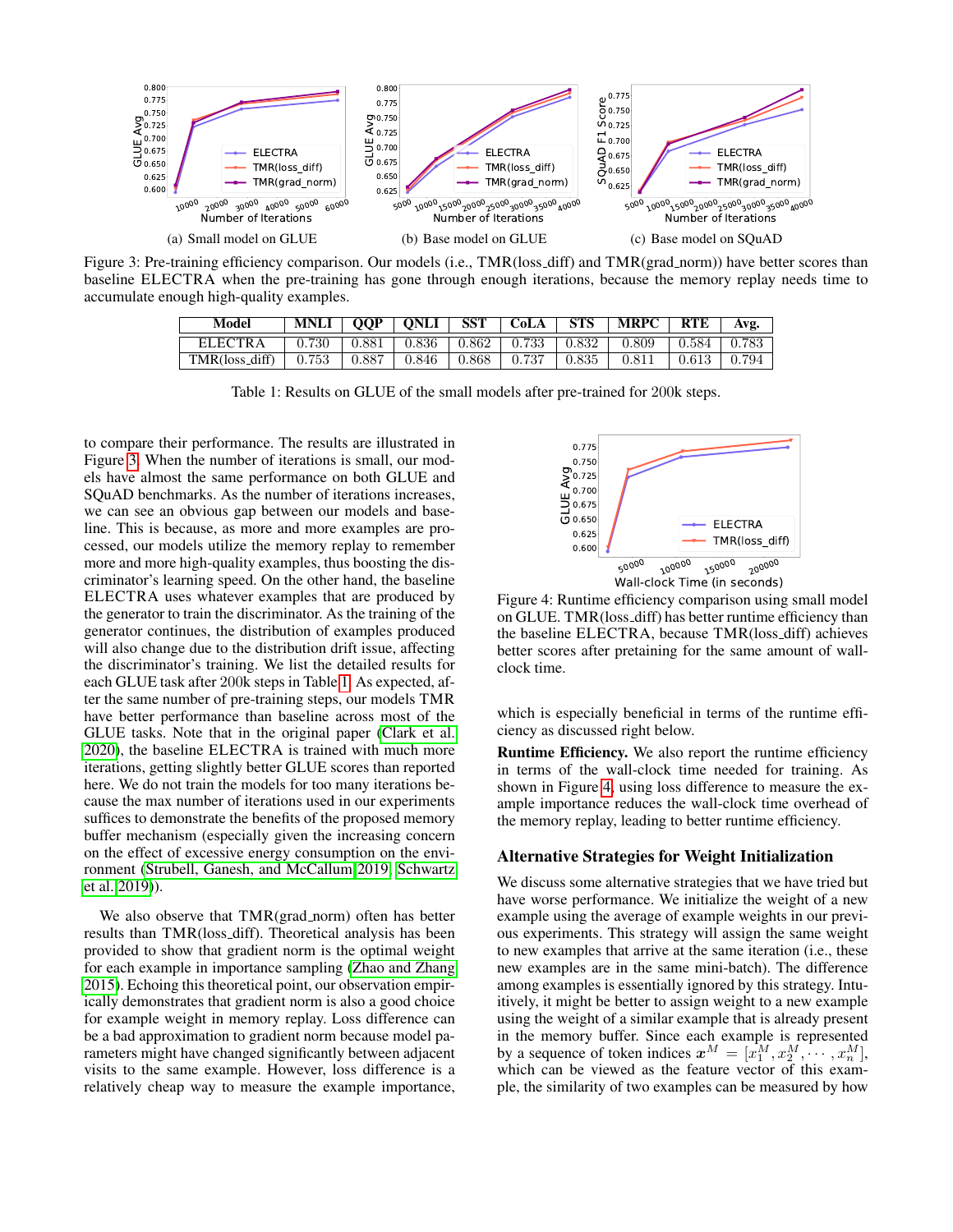(a) Small model on GLUE

(b) Base model on GLUE

(c) Base model on SQuAD

Figure 3: Pre-training efficiency comparison. Our models (i.e., TMR(loss_diff) and TMR(grad_norm)) have better scores than baseline ELECTRA when the pre-training has gone through enough iterations, because the memory replay needs time to accumulate enough high-quality examples.

| Model | MNLI | QQP | QNLI | SST | CoLA | STS | MRPC | RTE | Avg. |
|---|---|---|---|---|---|---|---|---|---|
| ELECTRA | 0.730 | 0.881 | 0.836 | 0.862 | 0.733 | 0.832 | 0.809 | 0.584 | 0.783 |
| TMR(loss_diff) | 0.753 | 0.887 | 0.846 | 0.868 | 0.737 | 0.835 | 0.811 | 0.613 | 0.794 |

Table 1: Results on GLUE of the small models after pre-trained for 200k steps.

to compare their performance. The results are illustrated in Figure 3. When the number of iterations is small, our models have almost the same performance on both GLUE and SQuAD benchmarks. As the number of iterations increases, we can see an obvious gap between our models and baseline. This is because, as more and more examples are processed, our models utilize the memory replay to remember more and more high-quality examples, thus boosting the discriminator's learning speed. On the other hand, the baseline ELECTRA uses whatever examples that are produced by the generator to train the discriminator. As the training of the generator continues, the distribution of examples produced will also change due to the distribution drift issue, affecting the discriminator's training. We list the detailed results for each GLUE task after 200k steps in Table 1. As expected, after the same number of pre-training steps, our models TMR have better performance than baseline across most of the GLUE tasks. Note that in the original paper (Clark et al. 2020), the baseline ELECTRA is trained with much more iterations, getting slightly better GLUE scores than reported here. We do not train the models for too many iterations because the max number of iterations used in our experiments suffices to demonstrate the benefits of the proposed memory buffer mechanism (especially given the increasing concern on the effect of excessive energy consumption on the environment (Strubell, Ganesh, and McCallum 2019; Schwartz et al. 2019)).

We also observe that TMR(grad_norm) often has better results than TMR(loss_diff). Theoretical analysis has been provided to show that gradient norm is the optimal weight for each example in importance sampling (Zhao and Zhang 2015). Echoing this theoretical point, our observation empirically demonstrates that gradient norm is also a good choice for example weight in memory replay. Loss difference can be a bad approximation to gradient norm because model parameters might have changed significantly between adjacent visits to the same example. However, loss difference is a relatively cheap way to measure the example importance, which is especially beneficial in terms of the runtime efficiency as discussed right below.

Figure 4: Runtime efficiency comparison using small model on GLUE. TMR(loss_diff) has better runtime efficiency than the baseline ELECTRA, because TMR(loss_diff) achieves better scores after pretaining for the same amount of wall-clock time.

**Runtime Efficiency.** We also report the runtime efficiency in terms of the wall-clock time needed for training. As shown in Figure 4, using loss difference to measure the example importance reduces the wall-clock time overhead of the memory replay, leading to better runtime efficiency.

## Alternative Strategies for Weight Initialization

We discuss some alternative strategies that we have tried but have worse performance. We initialize the weight of a new example using the average of example weights in our previous experiments. This strategy will assign the same weight to new examples that arrive at the same iteration (i.e., these new examples are in the same mini-batch). The difference among examples is essentially ignored by this strategy. Intuitively, it might be better to assign weight to a new example using the weight of a similar example that is already present in the memory buffer. Since each example is represented by a sequence of token indices $\boldsymbol{x}^M = [x_1^M, x_2^M, \cdots, x_n^M]$, which can be viewed as the feature vector of this example, the similarity of two examples can be measured by how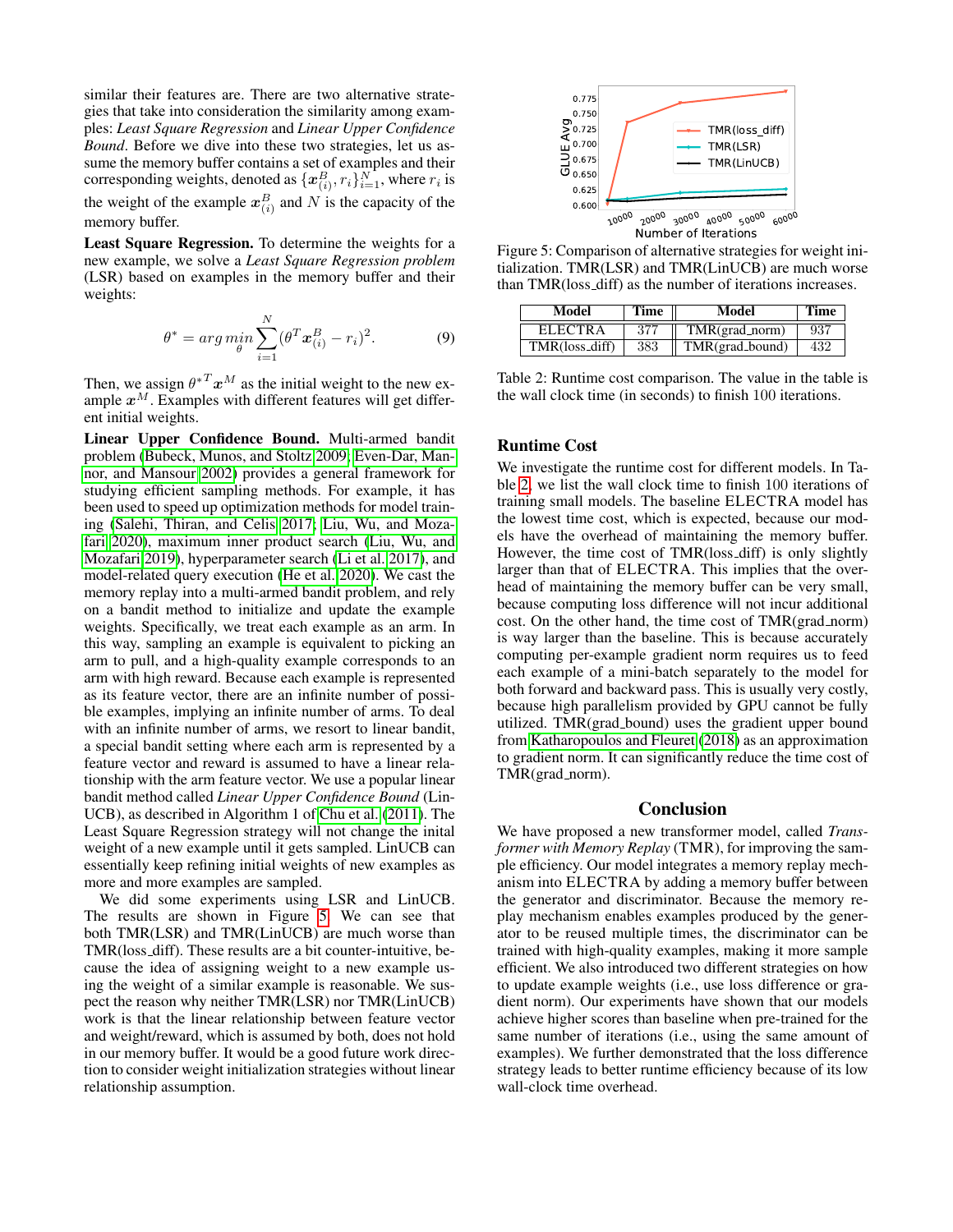similar their features are. There are two alternative strategies that take into consideration the similarity among examples: *Least Square Regression* and *Linear Upper Confidence Bound*. Before we dive into these two strategies, let us assume the memory buffer contains a set of examples and their corresponding weights, denoted as $\{\boldsymbol{x}^B_{(i)}, r_i\}_{i=1}^N$, where $r_i$ is the weight of the example $\boldsymbol{x}^B_{(i)}$ and $N$ is the capacity of the memory buffer.

**Least Square Regression.** To determine the weights for a new example, we solve a *Least Square Regression problem* (LSR) based on examples in the memory buffer and their weights:

$$\theta^* = arg\,\min_{\theta} \sum_{i=1}^{N} (\theta^T \boldsymbol{x}^B_{(i)} - r_i)^2. \quad (9)$$

Then, we assign ${\theta^*}^T \boldsymbol{x}^M$ as the initial weight to the new example $\boldsymbol{x}^M$. Examples with different features will get different initial weights.

**Linear Upper Confidence Bound.** Multi-armed bandit problem (Bubeck, Munos, and Stoltz 2009; Even-Dar, Mannor, and Mansour 2002) provides a general framework for studying efficient sampling methods. For example, it has been used to speed up optimization methods for model training (Salehi, Thiran, and Celis 2017; Liu, Wu, and Mozafari 2020), maximum inner product search (Liu, Wu, and Mozafari 2019), hyperparameter search (Li et al. 2017), and model-related query execution (He et al. 2020). We cast the memory replay into a multi-armed bandit problem, and rely on a bandit method to initialize and update the example weights. Specifically, we treat each example as an arm. In this way, sampling an example is equivalent to picking an arm to pull, and a high-quality example corresponds to an arm with high reward. Because each example is represented as its feature vector, there are an infinite number of possible examples, implying an infinite number of arms. To deal with an infinite number of arms, we resort to linear bandit, a special bandit setting where each arm is represented by a feature vector and reward is assumed to have a linear relationship with the arm feature vector. We use a popular linear bandit method called *Linear Upper Confidence Bound* (LinUCB), as described in Algorithm 1 of Chu et al. (2011). The Least Square Regression strategy will not change the inital weight of a new example until it gets sampled. LinUCB can essentially keep refining initial weights of new examples as more and more examples are sampled.

We did some experiments using LSR and LinUCB. The results are shown in Figure 5. We can see that both TMR(LSR) and TMR(LinUCB) are much worse than TMR(loss_diff). These results are a bit counter-intuitive, because the idea of assigning weight to a new example using the weight of a similar example is reasonable. We suspect the reason why neither TMR(LSR) nor TMR(LinUCB) work is that the linear relationship between feature vector and weight/reward, which is assumed by both, does not hold in our memory buffer. It would be a good future work direction to consider weight initialization strategies without linear relationship assumption.

Figure 5: Comparison of alternative strategies for weight initialization. TMR(LSR) and TMR(LinUCB) are much worse than TMR(loss_diff) as the number of iterations increases.

| Model | Time | Model | Time |
|---|---|---|---|
| ELECTRA | 377 | TMR(grad_norm) | 937 |
| TMR(loss_diff) | 383 | TMR(grad_bound) | 432 |

Table 2: Runtime cost comparison. The value in the table is the wall clock time (in seconds) to finish 100 iterations.

## Runtime Cost

We investigate the runtime cost for different models. In Table 2, we list the wall clock time to finish 100 iterations of training small models. The baseline ELECTRA model has the lowest time cost, which is expected, because our models have the overhead of maintaining the memory buffer. However, the time cost of TMR(loss_diff) is only slightly larger than that of ELECTRA. This implies that the overhead of maintaining the memory buffer can be very small, because computing loss difference will not incur additional cost. On the other hand, the time cost of TMR(grad_norm) is way larger than the baseline. This is because accurately computing per-example gradient norm requires us to feed each example of a mini-batch separately to the model for both forward and backward pass. This is usually very costly, because high parallelism provided by GPU cannot be fully utilized. TMR(grad_bound) uses the gradient upper bound from Katharopoulos and Fleuret (2018) as an approximation to gradient norm. It can significantly reduce the time cost of TMR(grad_norm).

## Conclusion

We have proposed a new transformer model, called *Transformer with Memory Replay* (TMR), for improving the sample efficiency. Our model integrates a memory replay mechanism into ELECTRA by adding a memory buffer between the generator and discriminator. Because the memory replay mechanism enables examples produced by the generator to be reused multiple times, the discriminator can be trained with high-quality examples, making it more sample efficient. We also introduced two different strategies on how to update example weights (i.e., use loss difference or gradient norm). Our experiments have shown that our models achieve higher scores than baseline when pre-trained for the same number of iterations (i.e., using the same amount of examples). We further demonstrated that the loss difference strategy leads to better runtime efficiency because of its low wall-clock time overhead.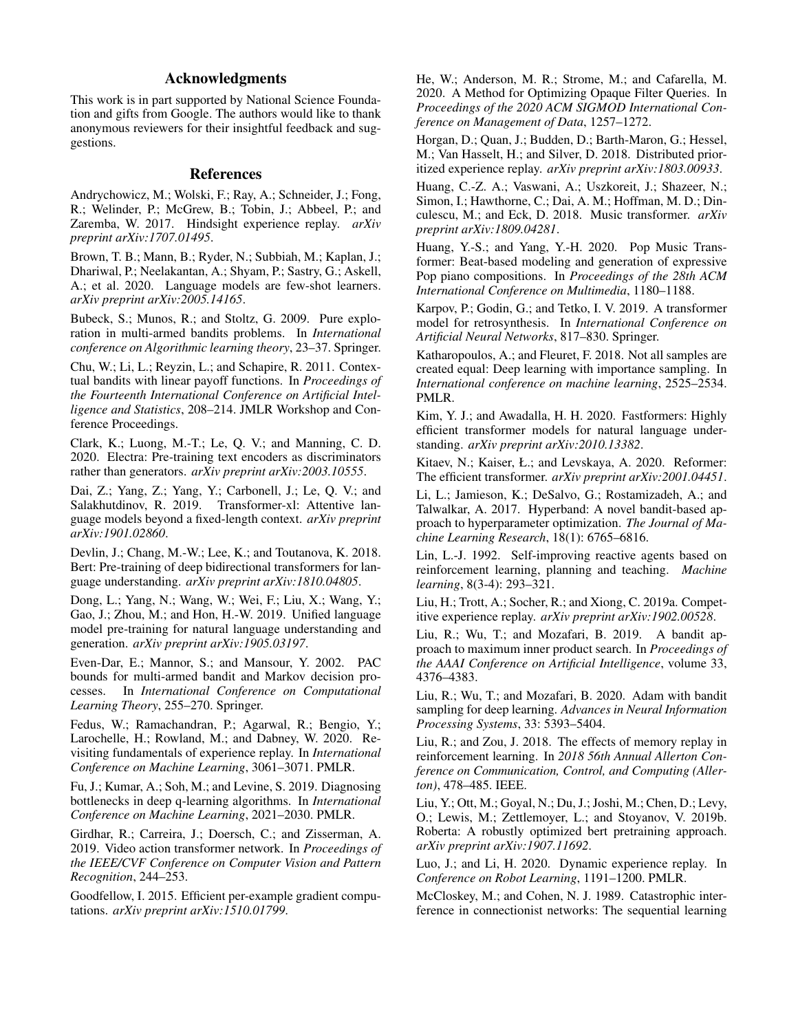## Acknowledgments

This work is in part supported by National Science Foundation and gifts from Google. The authors would like to thank anonymous reviewers for their insightful feedback and suggestions.

## References

Andrychowicz, M.; Wolski, F.; Ray, A.; Schneider, J.; Fong, R.; Welinder, P.; McGrew, B.; Tobin, J.; Abbeel, P.; and Zaremba, W. 2017. Hindsight experience replay. *arXiv preprint arXiv:1707.01495*.

Brown, T. B.; Mann, B.; Ryder, N.; Subbiah, M.; Kaplan, J.; Dhariwal, P.; Neelakantan, A.; Shyam, P.; Sastry, G.; Askell, A.; et al. 2020. Language models are few-shot learners. *arXiv preprint arXiv:2005.14165*.

Bubeck, S.; Munos, R.; and Stoltz, G. 2009. Pure exploration in multi-armed bandits problems. In *International conference on Algorithmic learning theory*, 23–37. Springer.

Chu, W.; Li, L.; Reyzin, L.; and Schapire, R. 2011. Contextual bandits with linear payoff functions. In *Proceedings of the Fourteenth International Conference on Artificial Intelligence and Statistics*, 208–214. JMLR Workshop and Conference Proceedings.

Clark, K.; Luong, M.-T.; Le, Q. V.; and Manning, C. D. 2020. Electra: Pre-training text encoders as discriminators rather than generators. *arXiv preprint arXiv:2003.10555*.

Dai, Z.; Yang, Z.; Yang, Y.; Carbonell, J.; Le, Q. V.; and Salakhutdinov, R. 2019. Transformer-xl: Attentive language models beyond a fixed-length context. *arXiv preprint arXiv:1901.02860*.

Devlin, J.; Chang, M.-W.; Lee, K.; and Toutanova, K. 2018. Bert: Pre-training of deep bidirectional transformers for language understanding. *arXiv preprint arXiv:1810.04805*.

Dong, L.; Yang, N.; Wang, W.; Wei, F.; Liu, X.; Wang, Y.; Gao, J.; Zhou, M.; and Hon, H.-W. 2019. Unified language model pre-training for natural language understanding and generation. *arXiv preprint arXiv:1905.03197*.

Even-Dar, E.; Mannor, S.; and Mansour, Y. 2002. PAC bounds for multi-armed bandit and Markov decision processes. In *International Conference on Computational Learning Theory*, 255–270. Springer.

Fedus, W.; Ramachandran, P.; Agarwal, R.; Bengio, Y.; Larochelle, H.; Rowland, M.; and Dabney, W. 2020. Revisiting fundamentals of experience replay. In *International Conference on Machine Learning*, 3061–3071. PMLR.

Fu, J.; Kumar, A.; Soh, M.; and Levine, S. 2019. Diagnosing bottlenecks in deep q-learning algorithms. In *International Conference on Machine Learning*, 2021–2030. PMLR.

Girdhar, R.; Carreira, J.; Doersch, C.; and Zisserman, A. 2019. Video action transformer network. In *Proceedings of the IEEE/CVF Conference on Computer Vision and Pattern Recognition*, 244–253.

Goodfellow, I. 2015. Efficient per-example gradient computations. *arXiv preprint arXiv:1510.01799*.

He, W.; Anderson, M. R.; Strome, M.; and Cafarella, M. 2020. A Method for Optimizing Opaque Filter Queries. In *Proceedings of the 2020 ACM SIGMOD International Conference on Management of Data*, 1257–1272.

Horgan, D.; Quan, J.; Budden, D.; Barth-Maron, G.; Hessel, M.; Van Hasselt, H.; and Silver, D. 2018. Distributed prioritized experience replay. *arXiv preprint arXiv:1803.00933*.

Huang, C.-Z. A.; Vaswani, A.; Uszkoreit, J.; Shazeer, N.; Simon, I.; Hawthorne, C.; Dai, A. M.; Hoffman, M. D.; Dinculescu, M.; and Eck, D. 2018. Music transformer. *arXiv preprint arXiv:1809.04281*.

Huang, Y.-S.; and Yang, Y.-H. 2020. Pop Music Transformer: Beat-based modeling and generation of expressive Pop piano compositions. In *Proceedings of the 28th ACM International Conference on Multimedia*, 1180–1188.

Karpov, P.; Godin, G.; and Tetko, I. V. 2019. A transformer model for retrosynthesis. In *International Conference on Artificial Neural Networks*, 817–830. Springer.

Katharopoulos, A.; and Fleuret, F. 2018. Not all samples are created equal: Deep learning with importance sampling. In *International conference on machine learning*, 2525–2534. PMLR.

Kim, Y. J.; and Awadalla, H. H. 2020. Fastformers: Highly efficient transformer models for natural language understanding. *arXiv preprint arXiv:2010.13382*.

Kitaev, N.; Kaiser, Ł.; and Levskaya, A. 2020. Reformer: The efficient transformer. *arXiv preprint arXiv:2001.04451*.

Li, L.; Jamieson, K.; DeSalvo, G.; Rostamizadeh, A.; and Talwalkar, A. 2017. Hyperband: A novel bandit-based approach to hyperparameter optimization. *The Journal of Machine Learning Research*, 18(1): 6765–6816.

Lin, L.-J. 1992. Self-improving reactive agents based on reinforcement learning, planning and teaching. *Machine learning*, 8(3-4): 293–321.

Liu, H.; Trott, A.; Socher, R.; and Xiong, C. 2019a. Competitive experience replay. *arXiv preprint arXiv:1902.00528*.

Liu, R.; Wu, T.; and Mozafari, B. 2019. A bandit approach to maximum inner product search. In *Proceedings of the AAAI Conference on Artificial Intelligence*, volume 33, 4376–4383.

Liu, R.; Wu, T.; and Mozafari, B. 2020. Adam with bandit sampling for deep learning. *Advances in Neural Information Processing Systems*, 33: 5393–5404.

Liu, R.; and Zou, J. 2018. The effects of memory replay in reinforcement learning. In *2018 56th Annual Allerton Conference on Communication, Control, and Computing (Allerton)*, 478–485. IEEE.

Liu, Y.; Ott, M.; Goyal, N.; Du, J.; Joshi, M.; Chen, D.; Levy, O.; Lewis, M.; Zettlemoyer, L.; and Stoyanov, V. 2019b. Roberta: A robustly optimized bert pretraining approach. *arXiv preprint arXiv:1907.11692*.

Luo, J.; and Li, H. 2020. Dynamic experience replay. In *Conference on Robot Learning*, 1191–1200. PMLR.

McCloskey, M.; and Cohen, N. J. 1989. Catastrophic interference in connectionist networks: The sequential learning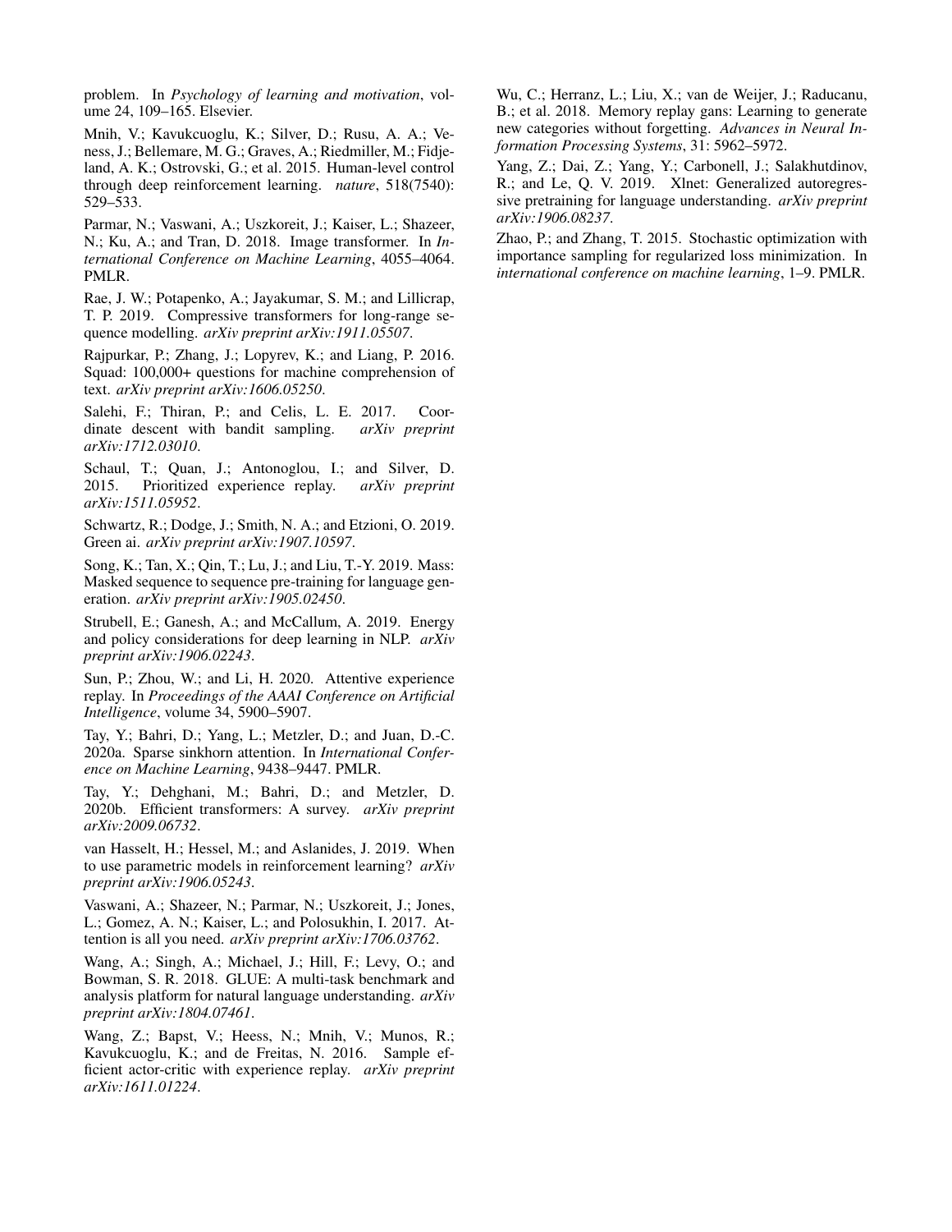problem. In *Psychology of learning and motivation*, volume 24, 109–165. Elsevier.

Mnih, V.; Kavukcuoglu, K.; Silver, D.; Rusu, A. A.; Veness, J.; Bellemare, M. G.; Graves, A.; Riedmiller, M.; Fidjeland, A. K.; Ostrovski, G.; et al. 2015. Human-level control through deep reinforcement learning. *nature*, 518(7540): 529–533.

Parmar, N.; Vaswani, A.; Uszkoreit, J.; Kaiser, L.; Shazeer, N.; Ku, A.; and Tran, D. 2018. Image transformer. In *International Conference on Machine Learning*, 4055–4064. PMLR.

Rae, J. W.; Potapenko, A.; Jayakumar, S. M.; and Lillicrap, T. P. 2019. Compressive transformers for long-range sequence modelling. *arXiv preprint arXiv:1911.05507*.

Rajpurkar, P.; Zhang, J.; Lopyrev, K.; and Liang, P. 2016. Squad: 100,000+ questions for machine comprehension of text. *arXiv preprint arXiv:1606.05250*.

Salehi, F.; Thiran, P.; and Celis, L. E. 2017. Coordinate descent with bandit sampling. *arXiv preprint arXiv:1712.03010*.

Schaul, T.; Quan, J.; Antonoglou, I.; and Silver, D. 2015. Prioritized experience replay. *arXiv preprint arXiv:1511.05952*.

Schwartz, R.; Dodge, J.; Smith, N. A.; and Etzioni, O. 2019. Green ai. *arXiv preprint arXiv:1907.10597*.

Song, K.; Tan, X.; Qin, T.; Lu, J.; and Liu, T.-Y. 2019. Mass: Masked sequence to sequence pre-training for language generation. *arXiv preprint arXiv:1905.02450*.

Strubell, E.; Ganesh, A.; and McCallum, A. 2019. Energy and policy considerations for deep learning in NLP. *arXiv preprint arXiv:1906.02243*.

Sun, P.; Zhou, W.; and Li, H. 2020. Attentive experience replay. In *Proceedings of the AAAI Conference on Artificial Intelligence*, volume 34, 5900–5907.

Tay, Y.; Bahri, D.; Yang, L.; Metzler, D.; and Juan, D.-C. 2020a. Sparse sinkhorn attention. In *International Conference on Machine Learning*, 9438–9447. PMLR.

Tay, Y.; Dehghani, M.; Bahri, D.; and Metzler, D. 2020b. Efficient transformers: A survey. *arXiv preprint arXiv:2009.06732*.

van Hasselt, H.; Hessel, M.; and Aslanides, J. 2019. When to use parametric models in reinforcement learning? *arXiv preprint arXiv:1906.05243*.

Vaswani, A.; Shazeer, N.; Parmar, N.; Uszkoreit, J.; Jones, L.; Gomez, A. N.; Kaiser, L.; and Polosukhin, I. 2017. Attention is all you need. *arXiv preprint arXiv:1706.03762*.

Wang, A.; Singh, A.; Michael, J.; Hill, F.; Levy, O.; and Bowman, S. R. 2018. GLUE: A multi-task benchmark and analysis platform for natural language understanding. *arXiv preprint arXiv:1804.07461*.

Wang, Z.; Bapst, V.; Heess, N.; Mnih, V.; Munos, R.; Kavukcuoglu, K.; and de Freitas, N. 2016. Sample efficient actor-critic with experience replay. *arXiv preprint arXiv:1611.01224*.

Wu, C.; Herranz, L.; Liu, X.; van de Weijer, J.; Raducanu, B.; et al. 2018. Memory replay gans: Learning to generate new categories without forgetting. *Advances in Neural Information Processing Systems*, 31: 5962–5972.

Yang, Z.; Dai, Z.; Yang, Y.; Carbonell, J.; Salakhutdinov, R.; and Le, Q. V. 2019. Xlnet: Generalized autoregressive pretraining for language understanding. *arXiv preprint arXiv:1906.08237*.

Zhao, P.; and Zhang, T. 2015. Stochastic optimization with importance sampling for regularized loss minimization. In *international conference on machine learning*, 1–9. PMLR.